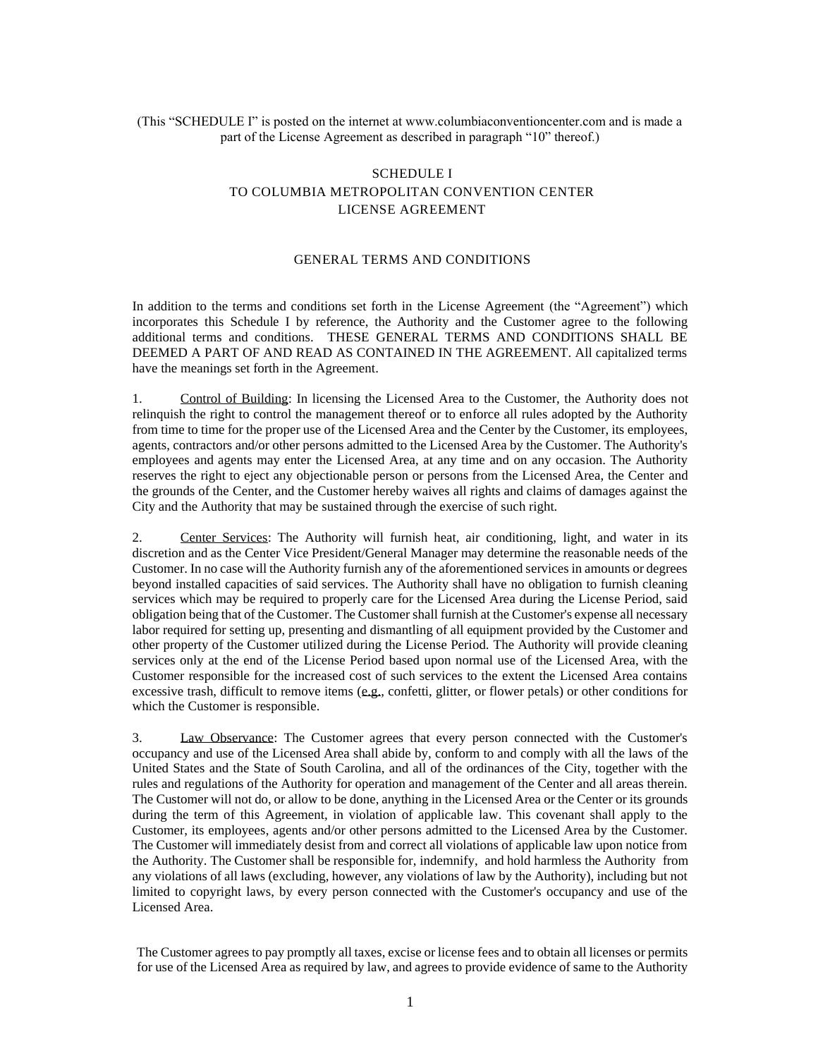(This "SCHEDULE I" is posted on the internet at www.columbiaconventioncenter.com and is made a part of the License Agreement as described in paragraph "10" thereof.)

# SCHEDULE I
# TO COLUMBIA METROPOLITAN CONVENTION CENTER
# LICENSE AGREEMENT

## GENERAL TERMS AND CONDITIONS

In addition to the terms and conditions set forth in the License Agreement (the "Agreement") which incorporates this Schedule I by reference, the Authority and the Customer agree to the following additional terms and conditions. THESE GENERAL TERMS AND CONDITIONS SHALL BE DEEMED A PART OF AND READ AS CONTAINED IN THE AGREEMENT. All capitalized terms have the meanings set forth in the Agreement.

1. <u>Control of Building</u>: In licensing the Licensed Area to the Customer, the Authority does not relinquish the right to control the management thereof or to enforce all rules adopted by the Authority from time to time for the proper use of the Licensed Area and the Center by the Customer, its employees, agents, contractors and/or other persons admitted to the Licensed Area by the Customer. The Authority's employees and agents may enter the Licensed Area, at any time and on any occasion. The Authority reserves the right to eject any objectionable person or persons from the Licensed Area, the Center and the grounds of the Center, and the Customer hereby waives all rights and claims of damages against the City and the Authority that may be sustained through the exercise of such right.

2. <u>Center Services</u>: The Authority will furnish heat, air conditioning, light, and water in its discretion and as the Center Vice President/General Manager may determine the reasonable needs of the Customer. In no case will the Authority furnish any of the aforementioned services in amounts or degrees beyond installed capacities of said services. The Authority shall have no obligation to furnish cleaning services which may be required to properly care for the Licensed Area during the License Period, said obligation being that of the Customer. The Customer shall furnish at the Customer's expense all necessary labor required for setting up, presenting and dismantling of all equipment provided by the Customer and other property of the Customer utilized during the License Period. The Authority will provide cleaning services only at the end of the License Period based upon normal use of the Licensed Area, with the Customer responsible for the increased cost of such services to the extent the Licensed Area contains excessive trash, difficult to remove items (<u>e.g.</u>, confetti, glitter, or flower petals) or other conditions for which the Customer is responsible.

3. <u>Law Observance</u>: The Customer agrees that every person connected with the Customer's occupancy and use of the Licensed Area shall abide by, conform to and comply with all the laws of the United States and the State of South Carolina, and all of the ordinances of the City, together with the rules and regulations of the Authority for operation and management of the Center and all areas therein. The Customer will not do, or allow to be done, anything in the Licensed Area or the Center or its grounds during the term of this Agreement, in violation of applicable law. This covenant shall apply to the Customer, its employees, agents and/or other persons admitted to the Licensed Area by the Customer. The Customer will immediately desist from and correct all violations of applicable law upon notice from the Authority. The Customer shall be responsible for, indemnify, and hold harmless the Authority from any violations of all laws (excluding, however, any violations of law by the Authority), including but not limited to copyright laws, by every person connected with the Customer's occupancy and use of the Licensed Area.

The Customer agrees to pay promptly all taxes, excise or license fees and to obtain all licenses or permits for use of the Licensed Area as required by law, and agrees to provide evidence of same to the Authority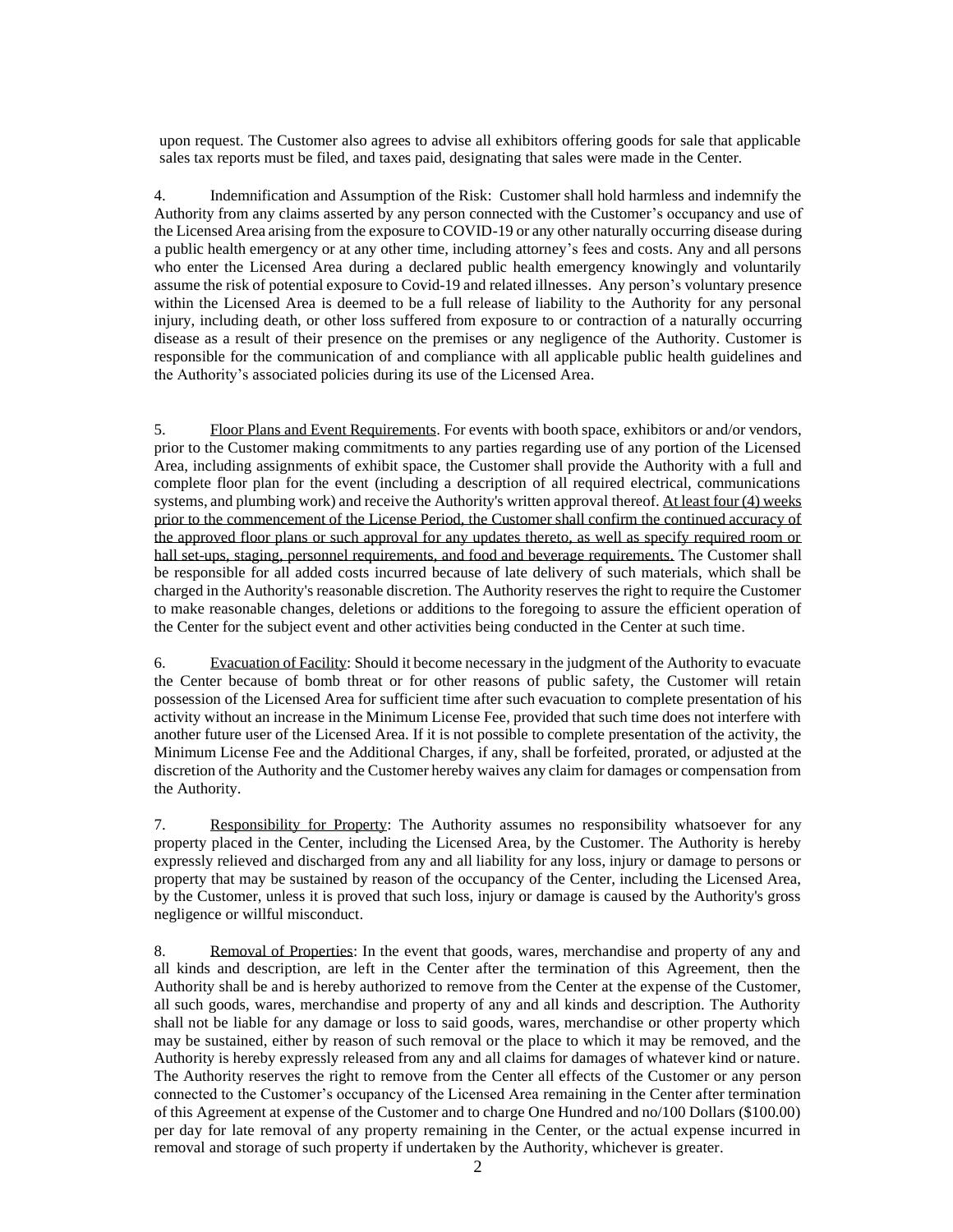upon request. The Customer also agrees to advise all exhibitors offering goods for sale that applicable sales tax reports must be filed, and taxes paid, designating that sales were made in the Center.

4. Indemnification and Assumption of the Risk: Customer shall hold harmless and indemnify the Authority from any claims asserted by any person connected with the Customer's occupancy and use of the Licensed Area arising from the exposure to COVID-19 or any other naturally occurring disease during a public health emergency or at any other time, including attorney's fees and costs. Any and all persons who enter the Licensed Area during a declared public health emergency knowingly and voluntarily assume the risk of potential exposure to Covid-19 and related illnesses. Any person's voluntary presence within the Licensed Area is deemed to be a full release of liability to the Authority for any personal injury, including death, or other loss suffered from exposure to or contraction of a naturally occurring disease as a result of their presence on the premises or any negligence of the Authority. Customer is responsible for the communication of and compliance with all applicable public health guidelines and the Authority's associated policies during its use of the Licensed Area.

5. Floor Plans and Event Requirements. For events with booth space, exhibitors or and/or vendors, prior to the Customer making commitments to any parties regarding use of any portion of the Licensed Area, including assignments of exhibit space, the Customer shall provide the Authority with a full and complete floor plan for the event (including a description of all required electrical, communications systems, and plumbing work) and receive the Authority's written approval thereof. At least four (4) weeks prior to the commencement of the License Period, the Customer shall confirm the continued accuracy of the approved floor plans or such approval for any updates thereto, as well as specify required room or hall set-ups, staging, personnel requirements, and food and beverage requirements. The Customer shall be responsible for all added costs incurred because of late delivery of such materials, which shall be charged in the Authority's reasonable discretion. The Authority reserves the right to require the Customer to make reasonable changes, deletions or additions to the foregoing to assure the efficient operation of the Center for the subject event and other activities being conducted in the Center at such time.

6. Evacuation of Facility: Should it become necessary in the judgment of the Authority to evacuate the Center because of bomb threat or for other reasons of public safety, the Customer will retain possession of the Licensed Area for sufficient time after such evacuation to complete presentation of his activity without an increase in the Minimum License Fee, provided that such time does not interfere with another future user of the Licensed Area. If it is not possible to complete presentation of the activity, the Minimum License Fee and the Additional Charges, if any, shall be forfeited, prorated, or adjusted at the discretion of the Authority and the Customer hereby waives any claim for damages or compensation from the Authority.

7. Responsibility for Property: The Authority assumes no responsibility whatsoever for any property placed in the Center, including the Licensed Area, by the Customer. The Authority is hereby expressly relieved and discharged from any and all liability for any loss, injury or damage to persons or property that may be sustained by reason of the occupancy of the Center, including the Licensed Area, by the Customer, unless it is proved that such loss, injury or damage is caused by the Authority's gross negligence or willful misconduct.

8. Removal of Properties: In the event that goods, wares, merchandise and property of any and all kinds and description, are left in the Center after the termination of this Agreement, then the Authority shall be and is hereby authorized to remove from the Center at the expense of the Customer, all such goods, wares, merchandise and property of any and all kinds and description. The Authority shall not be liable for any damage or loss to said goods, wares, merchandise or other property which may be sustained, either by reason of such removal or the place to which it may be removed, and the Authority is hereby expressly released from any and all claims for damages of whatever kind or nature. The Authority reserves the right to remove from the Center all effects of the Customer or any person connected to the Customer's occupancy of the Licensed Area remaining in the Center after termination of this Agreement at expense of the Customer and to charge One Hundred and no/100 Dollars ($100.00) per day for late removal of any property remaining in the Center, or the actual expense incurred in removal and storage of such property if undertaken by the Authority, whichever is greater.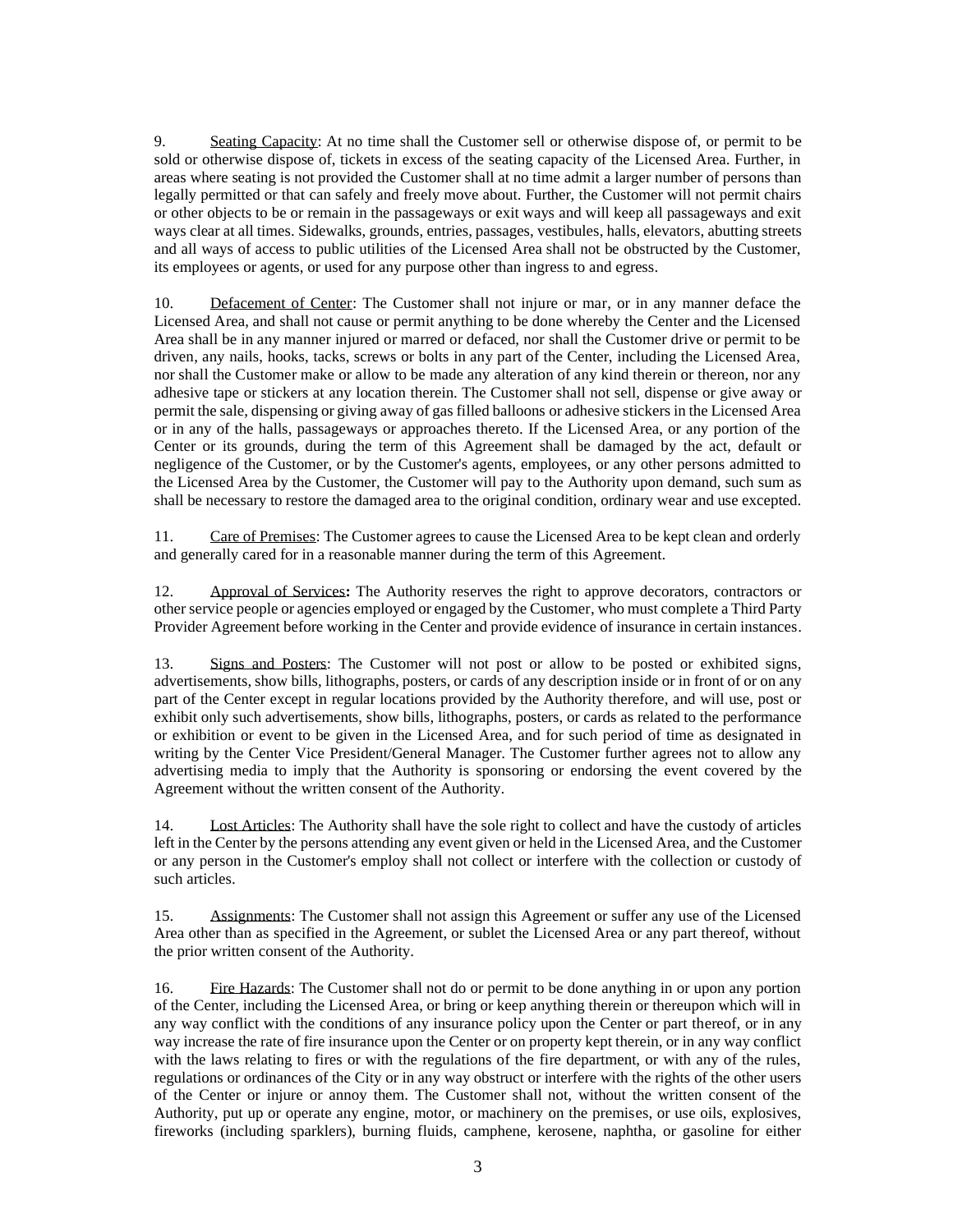9. Seating Capacity: At no time shall the Customer sell or otherwise dispose of, or permit to be sold or otherwise dispose of, tickets in excess of the seating capacity of the Licensed Area. Further, in areas where seating is not provided the Customer shall at no time admit a larger number of persons than legally permitted or that can safely and freely move about. Further, the Customer will not permit chairs or other objects to be or remain in the passageways or exit ways and will keep all passageways and exit ways clear at all times. Sidewalks, grounds, entries, passages, vestibules, halls, elevators, abutting streets and all ways of access to public utilities of the Licensed Area shall not be obstructed by the Customer, its employees or agents, or used for any purpose other than ingress to and egress.

10. Defacement of Center: The Customer shall not injure or mar, or in any manner deface the Licensed Area, and shall not cause or permit anything to be done whereby the Center and the Licensed Area shall be in any manner injured or marred or defaced, nor shall the Customer drive or permit to be driven, any nails, hooks, tacks, screws or bolts in any part of the Center, including the Licensed Area, nor shall the Customer make or allow to be made any alteration of any kind therein or thereon, nor any adhesive tape or stickers at any location therein. The Customer shall not sell, dispense or give away or permit the sale, dispensing or giving away of gas filled balloons or adhesive stickers in the Licensed Area or in any of the halls, passageways or approaches thereto. If the Licensed Area, or any portion of the Center or its grounds, during the term of this Agreement shall be damaged by the act, default or negligence of the Customer, or by the Customer's agents, employees, or any other persons admitted to the Licensed Area by the Customer, the Customer will pay to the Authority upon demand, such sum as shall be necessary to restore the damaged area to the original condition, ordinary wear and use excepted.

11. Care of Premises: The Customer agrees to cause the Licensed Area to be kept clean and orderly and generally cared for in a reasonable manner during the term of this Agreement.

12. Approval of Services**:** The Authority reserves the right to approve decorators, contractors or other service people or agencies employed or engaged by the Customer, who must complete a Third Party Provider Agreement before working in the Center and provide evidence of insurance in certain instances.

13. Signs and Posters: The Customer will not post or allow to be posted or exhibited signs, advertisements, show bills, lithographs, posters, or cards of any description inside or in front of or on any part of the Center except in regular locations provided by the Authority therefore, and will use, post or exhibit only such advertisements, show bills, lithographs, posters, or cards as related to the performance or exhibition or event to be given in the Licensed Area, and for such period of time as designated in writing by the Center Vice President/General Manager. The Customer further agrees not to allow any advertising media to imply that the Authority is sponsoring or endorsing the event covered by the Agreement without the written consent of the Authority.

14. Lost Articles: The Authority shall have the sole right to collect and have the custody of articles left in the Center by the persons attending any event given or held in the Licensed Area, and the Customer or any person in the Customer's employ shall not collect or interfere with the collection or custody of such articles.

15. Assignments: The Customer shall not assign this Agreement or suffer any use of the Licensed Area other than as specified in the Agreement, or sublet the Licensed Area or any part thereof, without the prior written consent of the Authority.

16. Fire Hazards: The Customer shall not do or permit to be done anything in or upon any portion of the Center, including the Licensed Area, or bring or keep anything therein or thereupon which will in any way conflict with the conditions of any insurance policy upon the Center or part thereof, or in any way increase the rate of fire insurance upon the Center or on property kept therein, or in any way conflict with the laws relating to fires or with the regulations of the fire department, or with any of the rules, regulations or ordinances of the City or in any way obstruct or interfere with the rights of the other users of the Center or injure or annoy them. The Customer shall not, without the written consent of the Authority, put up or operate any engine, motor, or machinery on the premises, or use oils, explosives, fireworks (including sparklers), burning fluids, camphene, kerosene, naphtha, or gasoline for either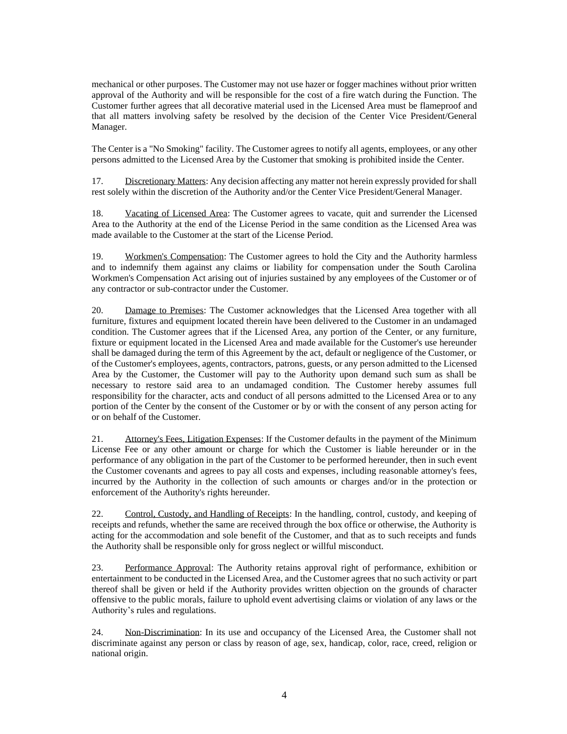mechanical or other purposes. The Customer may not use hazer or fogger machines without prior written approval of the Authority and will be responsible for the cost of a fire watch during the Function. The Customer further agrees that all decorative material used in the Licensed Area must be flameproof and that all matters involving safety be resolved by the decision of the Center Vice President/General Manager.

The Center is a "No Smoking" facility. The Customer agrees to notify all agents, employees, or any other persons admitted to the Licensed Area by the Customer that smoking is prohibited inside the Center.

17. Discretionary Matters: Any decision affecting any matter not herein expressly provided for shall rest solely within the discretion of the Authority and/or the Center Vice President/General Manager.

18. Vacating of Licensed Area: The Customer agrees to vacate, quit and surrender the Licensed Area to the Authority at the end of the License Period in the same condition as the Licensed Area was made available to the Customer at the start of the License Period.

19. Workmen's Compensation: The Customer agrees to hold the City and the Authority harmless and to indemnify them against any claims or liability for compensation under the South Carolina Workmen's Compensation Act arising out of injuries sustained by any employees of the Customer or of any contractor or sub-contractor under the Customer.

20. Damage to Premises: The Customer acknowledges that the Licensed Area together with all furniture, fixtures and equipment located therein have been delivered to the Customer in an undamaged condition. The Customer agrees that if the Licensed Area, any portion of the Center, or any furniture, fixture or equipment located in the Licensed Area and made available for the Customer's use hereunder shall be damaged during the term of this Agreement by the act, default or negligence of the Customer, or of the Customer's employees, agents, contractors, patrons, guests, or any person admitted to the Licensed Area by the Customer, the Customer will pay to the Authority upon demand such sum as shall be necessary to restore said area to an undamaged condition. The Customer hereby assumes full responsibility for the character, acts and conduct of all persons admitted to the Licensed Area or to any portion of the Center by the consent of the Customer or by or with the consent of any person acting for or on behalf of the Customer.

21. Attorney's Fees, Litigation Expenses: If the Customer defaults in the payment of the Minimum License Fee or any other amount or charge for which the Customer is liable hereunder or in the performance of any obligation in the part of the Customer to be performed hereunder, then in such event the Customer covenants and agrees to pay all costs and expenses, including reasonable attorney's fees, incurred by the Authority in the collection of such amounts or charges and/or in the protection or enforcement of the Authority's rights hereunder.

22. Control, Custody, and Handling of Receipts: In the handling, control, custody, and keeping of receipts and refunds, whether the same are received through the box office or otherwise, the Authority is acting for the accommodation and sole benefit of the Customer, and that as to such receipts and funds the Authority shall be responsible only for gross neglect or willful misconduct.

23. Performance Approval: The Authority retains approval right of performance, exhibition or entertainment to be conducted in the Licensed Area, and the Customer agrees that no such activity or part thereof shall be given or held if the Authority provides written objection on the grounds of character offensive to the public morals, failure to uphold event advertising claims or violation of any laws or the Authority's rules and regulations.

24. Non-Discrimination: In its use and occupancy of the Licensed Area, the Customer shall not discriminate against any person or class by reason of age, sex, handicap, color, race, creed, religion or national origin.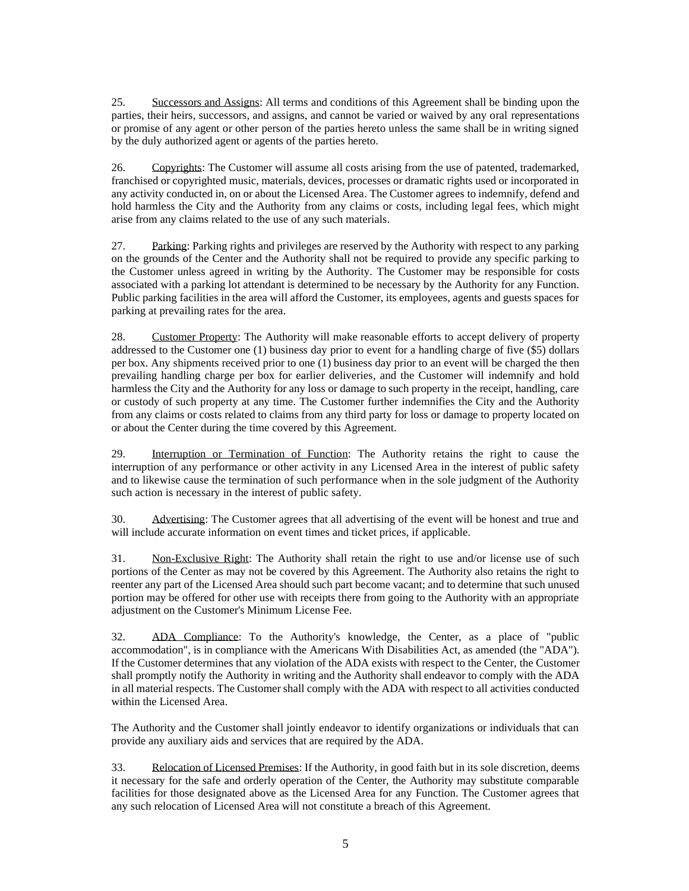25. Successors and Assigns: All terms and conditions of this Agreement shall be binding upon the parties, their heirs, successors, and assigns, and cannot be varied or waived by any oral representations or promise of any agent or other person of the parties hereto unless the same shall be in writing signed by the duly authorized agent or agents of the parties hereto.

26. Copyrights: The Customer will assume all costs arising from the use of patented, trademarked, franchised or copyrighted music, materials, devices, processes or dramatic rights used or incorporated in any activity conducted in, on or about the Licensed Area. The Customer agrees to indemnify, defend and hold harmless the City and the Authority from any claims or costs, including legal fees, which might arise from any claims related to the use of any such materials.

27. Parking: Parking rights and privileges are reserved by the Authority with respect to any parking on the grounds of the Center and the Authority shall not be required to provide any specific parking to the Customer unless agreed in writing by the Authority. The Customer may be responsible for costs associated with a parking lot attendant is determined to be necessary by the Authority for any Function. Public parking facilities in the area will afford the Customer, its employees, agents and guests spaces for parking at prevailing rates for the area.

28. Customer Property: The Authority will make reasonable efforts to accept delivery of property addressed to the Customer one (1) business day prior to event for a handling charge of five ($5) dollars per box. Any shipments received prior to one (1) business day prior to an event will be charged the then prevailing handling charge per box for earlier deliveries, and the Customer will indemnify and hold harmless the City and the Authority for any loss or damage to such property in the receipt, handling, care or custody of such property at any time. The Customer further indemnifies the City and the Authority from any claims or costs related to claims from any third party for loss or damage to property located on or about the Center during the time covered by this Agreement.

29. Interruption or Termination of Function: The Authority retains the right to cause the interruption of any performance or other activity in any Licensed Area in the interest of public safety and to likewise cause the termination of such performance when in the sole judgment of the Authority such action is necessary in the interest of public safety.

30. Advertising: The Customer agrees that all advertising of the event will be honest and true and will include accurate information on event times and ticket prices, if applicable.

31. Non-Exclusive Right: The Authority shall retain the right to use and/or license use of such portions of the Center as may not be covered by this Agreement. The Authority also retains the right to reenter any part of the Licensed Area should such part become vacant; and to determine that such unused portion may be offered for other use with receipts there from going to the Authority with an appropriate adjustment on the Customer's Minimum License Fee.

32. ADA Compliance: To the Authority's knowledge, the Center, as a place of "public accommodation", is in compliance with the Americans With Disabilities Act, as amended (the "ADA"). If the Customer determines that any violation of the ADA exists with respect to the Center, the Customer shall promptly notify the Authority in writing and the Authority shall endeavor to comply with the ADA in all material respects. The Customer shall comply with the ADA with respect to all activities conducted within the Licensed Area.

The Authority and the Customer shall jointly endeavor to identify organizations or individuals that can provide any auxiliary aids and services that are required by the ADA.

33. Relocation of Licensed Premises: If the Authority, in good faith but in its sole discretion, deems it necessary for the safe and orderly operation of the Center, the Authority may substitute comparable facilities for those designated above as the Licensed Area for any Function. The Customer agrees that any such relocation of Licensed Area will not constitute a breach of this Agreement.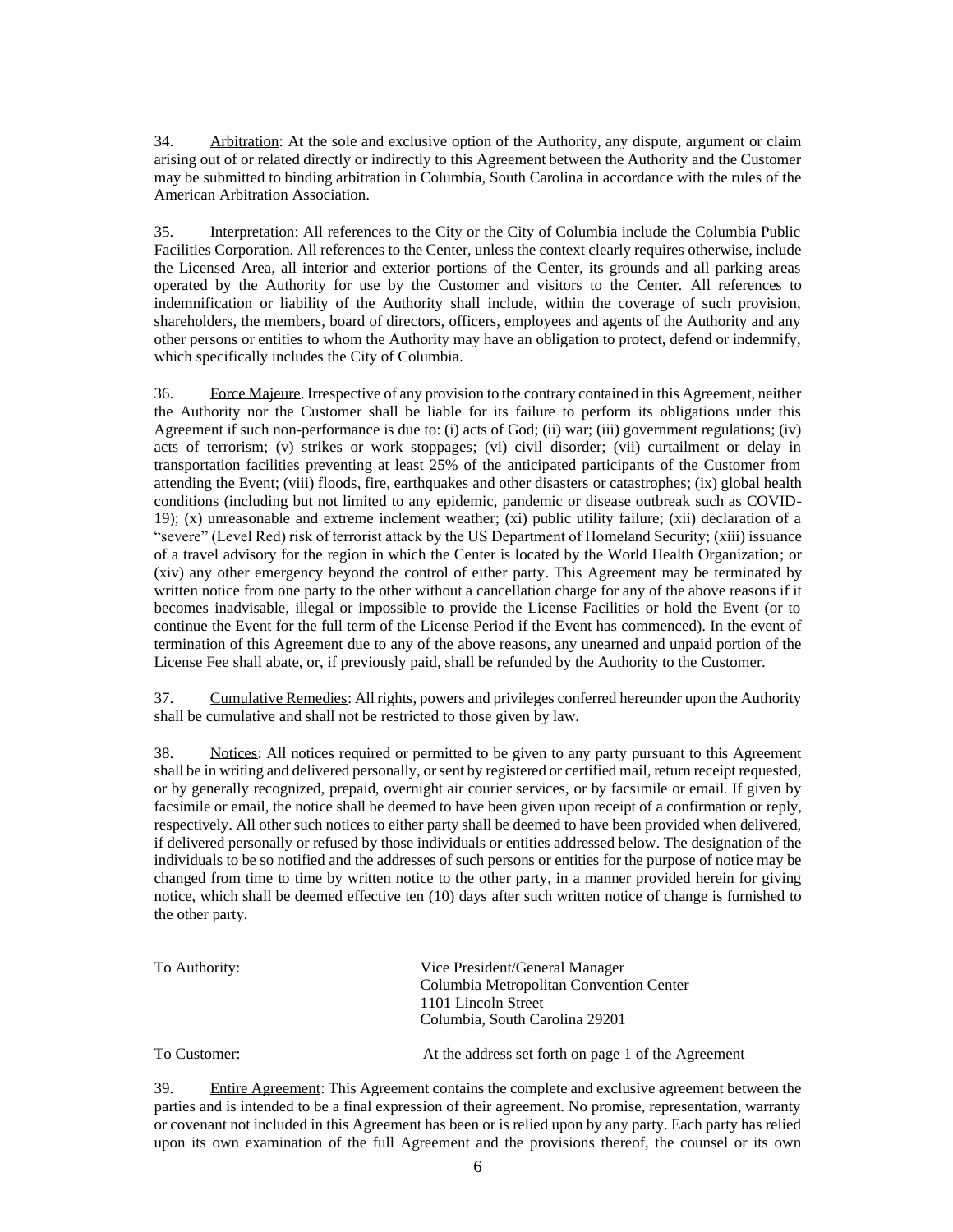34. Arbitration: At the sole and exclusive option of the Authority, any dispute, argument or claim arising out of or related directly or indirectly to this Agreement between the Authority and the Customer may be submitted to binding arbitration in Columbia, South Carolina in accordance with the rules of the American Arbitration Association.

35. Interpretation: All references to the City or the City of Columbia include the Columbia Public Facilities Corporation. All references to the Center, unless the context clearly requires otherwise, include the Licensed Area, all interior and exterior portions of the Center, its grounds and all parking areas operated by the Authority for use by the Customer and visitors to the Center. All references to indemnification or liability of the Authority shall include, within the coverage of such provision, shareholders, the members, board of directors, officers, employees and agents of the Authority and any other persons or entities to whom the Authority may have an obligation to protect, defend or indemnify, which specifically includes the City of Columbia.

36. Force Majeure. Irrespective of any provision to the contrary contained in this Agreement, neither the Authority nor the Customer shall be liable for its failure to perform its obligations under this Agreement if such non-performance is due to: (i) acts of God; (ii) war; (iii) government regulations; (iv) acts of terrorism; (v) strikes or work stoppages; (vi) civil disorder; (vii) curtailment or delay in transportation facilities preventing at least 25% of the anticipated participants of the Customer from attending the Event; (viii) floods, fire, earthquakes and other disasters or catastrophes; (ix) global health conditions (including but not limited to any epidemic, pandemic or disease outbreak such as COVID-19); (x) unreasonable and extreme inclement weather; (xi) public utility failure; (xii) declaration of a "severe" (Level Red) risk of terrorist attack by the US Department of Homeland Security; (xiii) issuance of a travel advisory for the region in which the Center is located by the World Health Organization; or (xiv) any other emergency beyond the control of either party. This Agreement may be terminated by written notice from one party to the other without a cancellation charge for any of the above reasons if it becomes inadvisable, illegal or impossible to provide the License Facilities or hold the Event (or to continue the Event for the full term of the License Period if the Event has commenced). In the event of termination of this Agreement due to any of the above reasons, any unearned and unpaid portion of the License Fee shall abate, or, if previously paid, shall be refunded by the Authority to the Customer.

37. Cumulative Remedies: All rights, powers and privileges conferred hereunder upon the Authority shall be cumulative and shall not be restricted to those given by law.

38. Notices: All notices required or permitted to be given to any party pursuant to this Agreement shall be in writing and delivered personally, or sent by registered or certified mail, return receipt requested, or by generally recognized, prepaid, overnight air courier services, or by facsimile or email. If given by facsimile or email, the notice shall be deemed to have been given upon receipt of a confirmation or reply, respectively. All other such notices to either party shall be deemed to have been provided when delivered, if delivered personally or refused by those individuals or entities addressed below. The designation of the individuals to be so notified and the addresses of such persons or entities for the purpose of notice may be changed from time to time by written notice to the other party, in a manner provided herein for giving notice, which shall be deemed effective ten (10) days after such written notice of change is furnished to the other party.

To Authority:

Vice President/General Manager
Columbia Metropolitan Convention Center
1101 Lincoln Street
Columbia, South Carolina 29201

To Customer:

At the address set forth on page 1 of the Agreement

39. Entire Agreement: This Agreement contains the complete and exclusive agreement between the parties and is intended to be a final expression of their agreement. No promise, representation, warranty or covenant not included in this Agreement has been or is relied upon by any party. Each party has relied upon its own examination of the full Agreement and the provisions thereof, the counsel or its own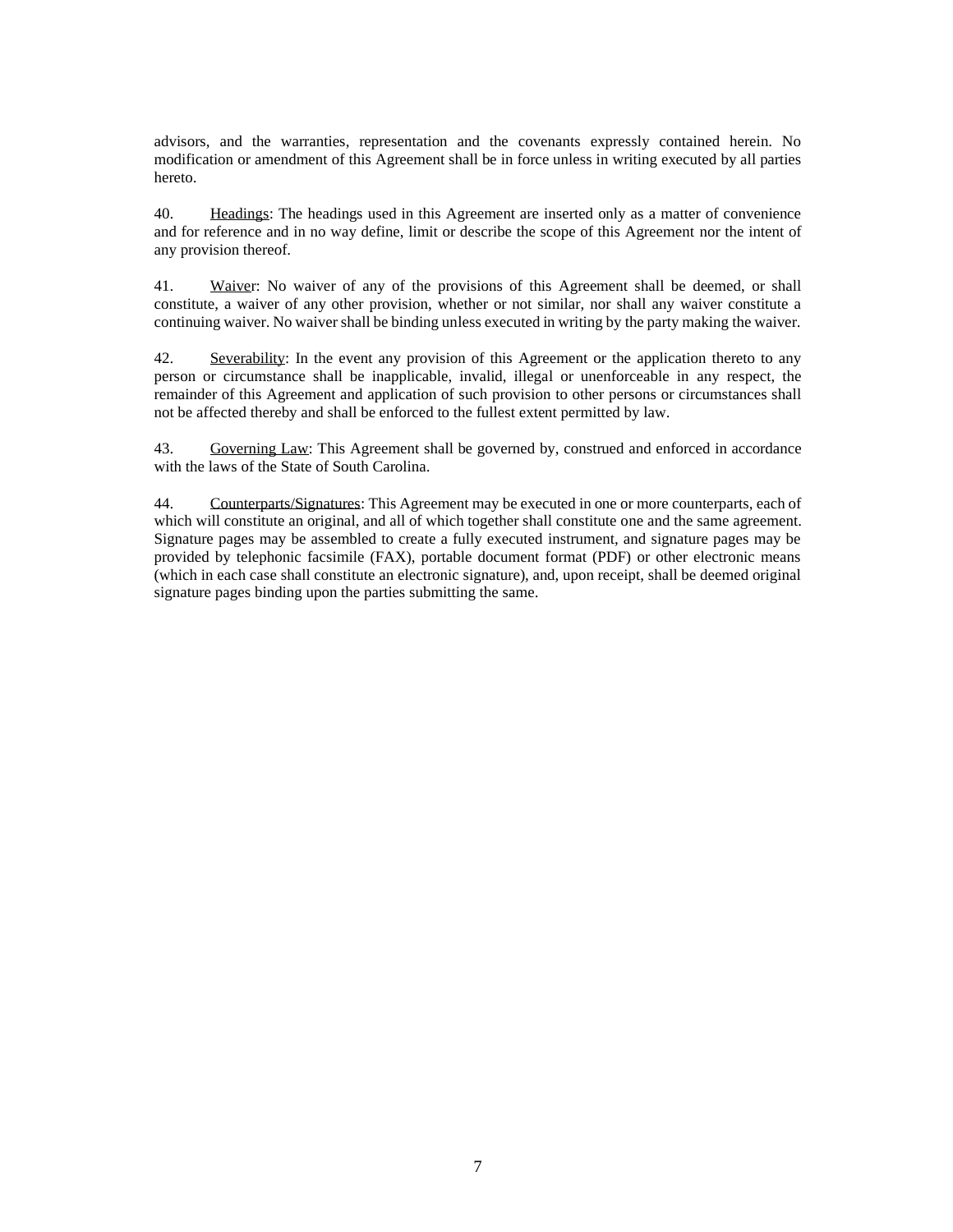advisors, and the warranties, representation and the covenants expressly contained herein. No modification or amendment of this Agreement shall be in force unless in writing executed by all parties hereto.

40. Headings: The headings used in this Agreement are inserted only as a matter of convenience and for reference and in no way define, limit or describe the scope of this Agreement nor the intent of any provision thereof.

41. Waiver: No waiver of any of the provisions of this Agreement shall be deemed, or shall constitute, a waiver of any other provision, whether or not similar, nor shall any waiver constitute a continuing waiver. No waiver shall be binding unless executed in writing by the party making the waiver.

42. Severability: In the event any provision of this Agreement or the application thereto to any person or circumstance shall be inapplicable, invalid, illegal or unenforceable in any respect, the remainder of this Agreement and application of such provision to other persons or circumstances shall not be affected thereby and shall be enforced to the fullest extent permitted by law.

43. Governing Law: This Agreement shall be governed by, construed and enforced in accordance with the laws of the State of South Carolina.

44. Counterparts/Signatures: This Agreement may be executed in one or more counterparts, each of which will constitute an original, and all of which together shall constitute one and the same agreement. Signature pages may be assembled to create a fully executed instrument, and signature pages may be provided by telephonic facsimile (FAX), portable document format (PDF) or other electronic means (which in each case shall constitute an electronic signature), and, upon receipt, shall be deemed original signature pages binding upon the parties submitting the same.